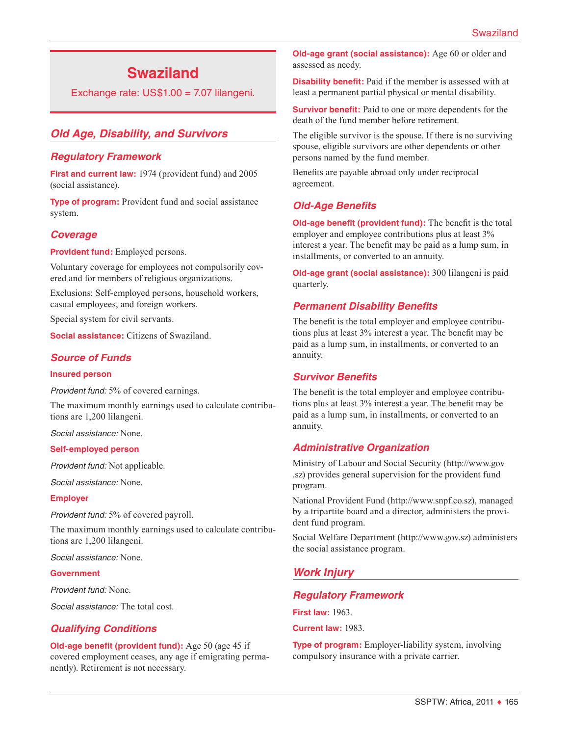# Swaziland

Exchange rate: US$1.00 = 7.07 lilangeni.

## Old Age, Disability, and Survivors

### Regulatory Framework

**First and current law:** 1974 (provident fund) and 2005 (social assistance).

**Type of program:** Provident fund and social assistance system.

### Coverage

**Provident fund:** Employed persons.

Voluntary coverage for employees not compulsorily covered and for members of religious organizations.

Exclusions: Self-employed persons, household workers, casual employees, and foreign workers.

Special system for civil servants.

**Social assistance:** Citizens of Swaziland.

### Source of Funds

#### Insured person

*Provident fund:* 5% of covered earnings.

The maximum monthly earnings used to calculate contributions are 1,200 lilangeni.

*Social assistance:* None.

#### Self-employed person

*Provident fund:* Not applicable.

*Social assistance:* None.

#### Employer

*Provident fund:* 5% of covered payroll.

The maximum monthly earnings used to calculate contributions are 1,200 lilangeni.

*Social assistance:* None.

#### Government

*Provident fund:* None.

*Social assistance:* The total cost.

### Qualifying Conditions

**Old-age benefit (provident fund):** Age 50 (age 45 if covered employment ceases, any age if emigrating permanently). Retirement is not necessary.

**Old-age grant (social assistance):** Age 60 or older and assessed as needy.

**Disability benefit:** Paid if the member is assessed with at least a permanent partial physical or mental disability.

**Survivor benefit:** Paid to one or more dependents for the death of the fund member before retirement.

The eligible survivor is the spouse. If there is no surviving spouse, eligible survivors are other dependents or other persons named by the fund member.

Benefits are payable abroad only under reciprocal agreement.

### Old-Age Benefits

**Old-age benefit (provident fund):** The benefit is the total employer and employee contributions plus at least 3% interest a year. The benefit may be paid as a lump sum, in installments, or converted to an annuity.

**Old-age grant (social assistance):** 300 lilangeni is paid quarterly.

### Permanent Disability Benefits

The benefit is the total employer and employee contributions plus at least 3% interest a year. The benefit may be paid as a lump sum, in installments, or converted to an annuity.

### Survivor Benefits

The benefit is the total employer and employee contributions plus at least 3% interest a year. The benefit may be paid as a lump sum, in installments, or converted to an annuity.

### Administrative Organization

Ministry of Labour and Social Security (http://www.gov.sz) provides general supervision for the provident fund program.

National Provident Fund (http://www.snpf.co.sz), managed by a tripartite board and a director, administers the provident fund program.

Social Welfare Department (http://www.gov.sz) administers the social assistance program.

## Work Injury

### Regulatory Framework

**First law:** 1963.

**Current law:** 1983.

**Type of program:** Employer-liability system, involving compulsory insurance with a private carrier.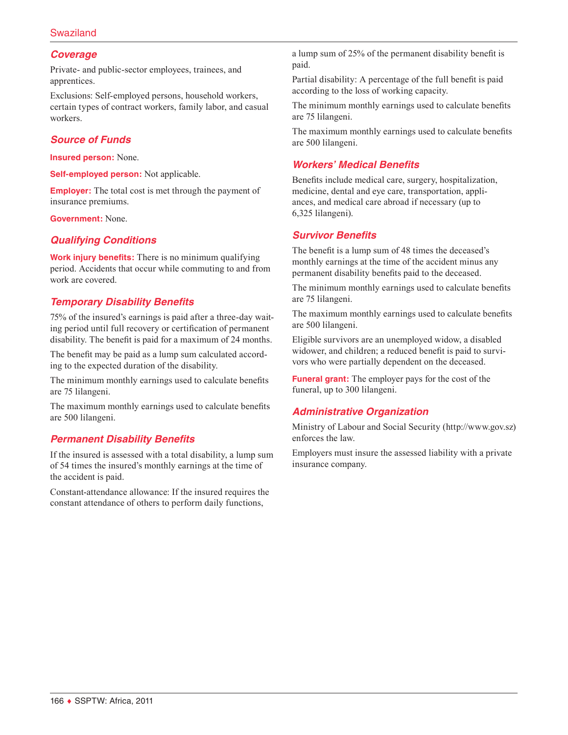### *Coverage*

Private- and public-sector employees, trainees, and apprentices.

Exclusions: Self-employed persons, household workers, certain types of contract workers, family labor, and casual workers.

### *Source of Funds*

**Insured person:** None.

**Self-employed person:** Not applicable.

**Employer:** The total cost is met through the payment of insurance premiums.

**Government:** None.

### *Qualifying Conditions*

**Work injury benefits:** There is no minimum qualifying period. Accidents that occur while commuting to and from work are covered.

### *Temporary Disability Benefits*

75% of the insured's earnings is paid after a three-day waiting period until full recovery or certification of permanent disability. The benefit is paid for a maximum of 24 months.

The benefit may be paid as a lump sum calculated according to the expected duration of the disability.

The minimum monthly earnings used to calculate benefits are 75 lilangeni.

The maximum monthly earnings used to calculate benefits are 500 lilangeni.

### *Permanent Disability Benefits*

If the insured is assessed with a total disability, a lump sum of 54 times the insured's monthly earnings at the time of the accident is paid.

Constant-attendance allowance: If the insured requires the constant attendance of others to perform daily functions, a lump sum of 25% of the permanent disability benefit is paid.

Partial disability: A percentage of the full benefit is paid according to the loss of working capacity.

The minimum monthly earnings used to calculate benefits are 75 lilangeni.

The maximum monthly earnings used to calculate benefits are 500 lilangeni.

### *Workers' Medical Benefits*

Benefits include medical care, surgery, hospitalization, medicine, dental and eye care, transportation, appliances, and medical care abroad if necessary (up to 6,325 lilangeni).

### *Survivor Benefits*

The benefit is a lump sum of 48 times the deceased's monthly earnings at the time of the accident minus any permanent disability benefits paid to the deceased.

The minimum monthly earnings used to calculate benefits are 75 lilangeni.

The maximum monthly earnings used to calculate benefits are 500 lilangeni.

Eligible survivors are an unemployed widow, a disabled widower, and children; a reduced benefit is paid to survivors who were partially dependent on the deceased.

**Funeral grant:** The employer pays for the cost of the funeral, up to 300 lilangeni.

### *Administrative Organization*

Ministry of Labour and Social Security (http://www.gov.sz) enforces the law.

Employers must insure the assessed liability with a private insurance company.